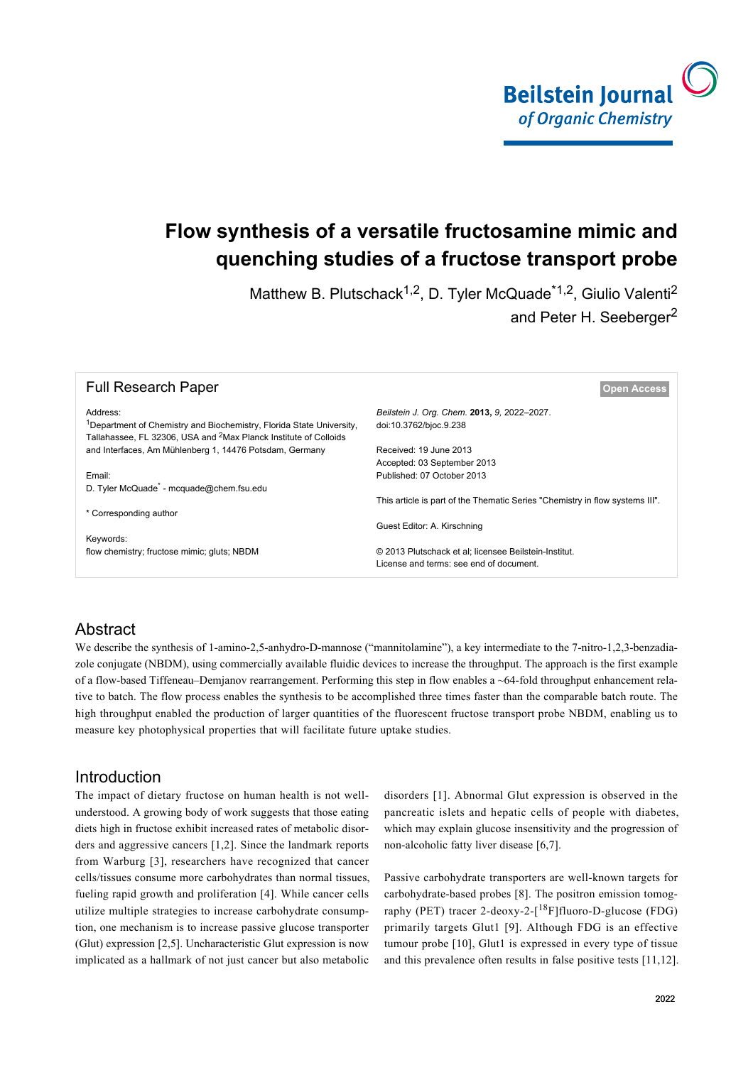# Flow synthesis of a versatile fructosamine mimic and quenching studies of a fructose transport probe

Matthew B. Plutschack[1,2], D. Tyler McQuade*[1,2], Giulio Valenti[2] and Peter H. Seeberger[2]

Full Research Paper

**Open Access**

Address:
[1]Department of Chemistry and Biochemistry, Florida State University, Tallahassee, FL 32306, USA and [2]Max Planck Institute of Colloids and Interfaces, Am Mühlenberg 1, 14476 Potsdam, Germany

Email:
D. Tyler McQuade* - mcquade@chem.fsu.edu

\* Corresponding author

Keywords:
flow chemistry; fructose mimic; gluts; NBDM

*Beilstein J. Org. Chem.* **2013,** *9,* 2022–2027.
doi:10.3762/bjoc.9.238

Received: 19 June 2013
Accepted: 03 September 2013
Published: 07 October 2013

This article is part of the Thematic Series "Chemistry in flow systems III".

Guest Editor: A. Kirschning

© 2013 Plutschack et al; licensee Beilstein-Institut.
License and terms: see end of document.

## Abstract

We describe the synthesis of 1-amino-2,5-anhydro-D-mannose ("mannitolamine"), a key intermediate to the 7-nitro-1,2,3-benzadiazole conjugate (NBDM), using commercially available fluidic devices to increase the throughput. The approach is the first example of a flow-based Tiffeneau–Demjanov rearrangement. Performing this step in flow enables a ~64-fold throughput enhancement relative to batch. The flow process enables the synthesis to be accomplished three times faster than the comparable batch route. The high throughput enabled the production of larger quantities of the fluorescent fructose transport probe NBDM, enabling us to measure key photophysical properties that will facilitate future uptake studies.

## Introduction

The impact of dietary fructose on human health is not well-understood. A growing body of work suggests that those eating diets high in fructose exhibit increased rates of metabolic disorders and aggressive cancers [1,2]. Since the landmark reports from Warburg [3], researchers have recognized that cancer cells/tissues consume more carbohydrates than normal tissues, fueling rapid growth and proliferation [4]. While cancer cells utilize multiple strategies to increase carbohydrate consumption, one mechanism is to increase passive glucose transporter (Glut) expression [2,5]. Uncharacteristic Glut expression is now implicated as a hallmark of not just cancer but also metabolic disorders [1]. Abnormal Glut expression is observed in the pancreatic islets and hepatic cells of people with diabetes, which may explain glucose insensitivity and the progression of non-alcoholic fatty liver disease [6,7].

Passive carbohydrate transporters are well-known targets for carbohydrate-based probes [8]. The positron emission tomography (PET) tracer 2-deoxy-2-[$^{18}$F]fluoro-D-glucose (FDG) primarily targets Glut1 [9]. Although FDG is an effective tumour probe [10], Glut1 is expressed in every type of tissue and this prevalence often results in false positive tests [11,12].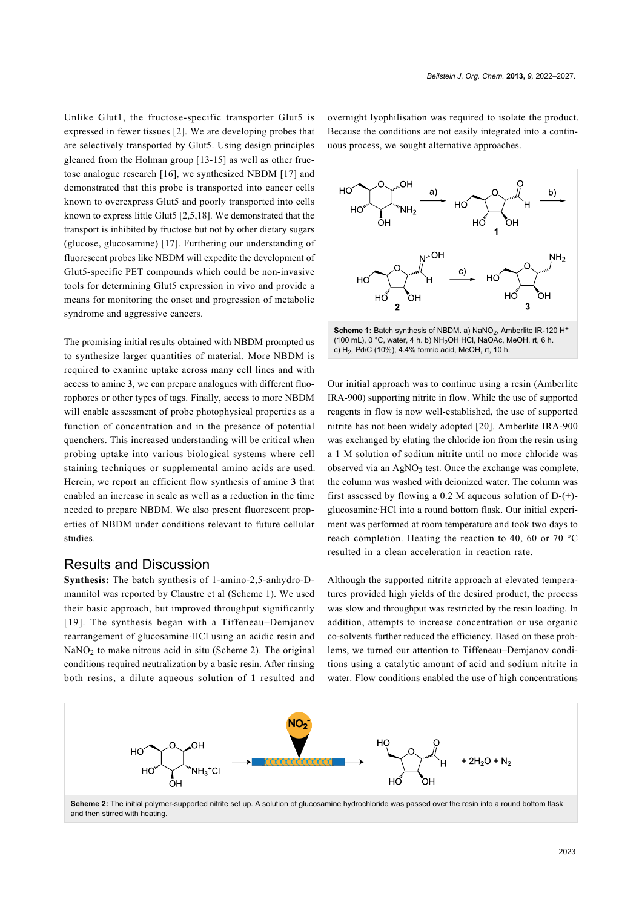Unlike Glut1, the fructose-specific transporter Glut5 is expressed in fewer tissues [2]. We are developing probes that are selectively transported by Glut5. Using design principles gleaned from the Holman group [13-15] as well as other fructose analogue research [16], we synthesized NBDM [17] and demonstrated that this probe is transported into cancer cells known to overexpress Glut5 and poorly transported into cells known to express little Glut5 [2,5,18]. We demonstrated that the transport is inhibited by fructose but not by other dietary sugars (glucose, glucosamine) [17]. Furthering our understanding of fluorescent probes like NBDM will expedite the development of Glut5-specific PET compounds which could be non-invasive tools for determining Glut5 expression in vivo and provide a means for monitoring the onset and progression of metabolic syndrome and aggressive cancers.

The promising initial results obtained with NBDM prompted us to synthesize larger quantities of material. More NBDM is required to examine uptake across many cell lines and with access to amine **3**, we can prepare analogues with different fluorophores or other types of tags. Finally, access to more NBDM will enable assessment of probe photophysical properties as a function of concentration and in the presence of potential quenchers. This increased understanding will be critical when probing uptake into various biological systems where cell staining techniques or supplemental amino acids are used. Herein, we report an efficient flow synthesis of amine **3** that enabled an increase in scale as well as a reduction in the time needed to prepare NBDM. We also present fluorescent properties of NBDM under conditions relevant to future cellular studies.

## Results and Discussion

**Synthesis:** The batch synthesis of 1-amino-2,5-anhydro-D-mannitol was reported by Claustre et al (Scheme 1). We used their basic approach, but improved throughput significantly [19]. The synthesis began with a Tiffeneau–Demjanov rearrangement of glucosamine·HCl using an acidic resin and $NaNO_2$ to make nitrous acid in situ (Scheme 2). The original conditions required neutralization by a basic resin. After rinsing both resins, a dilute aqueous solution of **1** resulted and overnight lyophilisation was required to isolate the product. Because the conditions are not easily integrated into a continuous process, we sought alternative approaches.

**Scheme 1:** Batch synthesis of NBDM. a) $NaNO_2$, Amberlite IR-120 $H^+$ (100 mL), 0 °C, water, 4 h. b) $NH_2OH{\cdot}HCl$, NaOAc, MeOH, rt, 6 h. c) $H_2$, Pd/C (10%), 4.4% formic acid, MeOH, rt, 10 h.

Our initial approach was to continue using a resin (Amberlite IRA-900) supporting nitrite in flow. While the use of supported reagents in flow is now well-established, the use of supported nitrite has not been widely adopted [20]. Amberlite IRA-900 was exchanged by eluting the chloride ion from the resin using a 1 M solution of sodium nitrite until no more chloride was observed via an $AgNO_3$ test. Once the exchange was complete, the column was washed with deionized water. The column was first assessed by flowing a 0.2 M aqueous solution of D-(+)-glucosamine·HCl into a round bottom flask. Our initial experiment was performed at room temperature and took two days to reach completion. Heating the reaction to 40, 60 or 70 °C resulted in a clean acceleration in reaction rate.

Although the supported nitrite approach at elevated temperatures provided high yields of the desired product, the process was slow and throughput was restricted by the resin loading. In addition, attempts to increase concentration or use organic co-solvents further reduced the efficiency. Based on these problems, we turned our attention to Tiffeneau–Demjanov conditions using a catalytic amount of acid and sodium nitrite in water. Flow conditions enabled the use of high concentrations

**Scheme 2:** The initial polymer-supported nitrite set up. A solution of glucosamine hydrochloride was passed over the resin into a round bottom flask and then stirred with heating.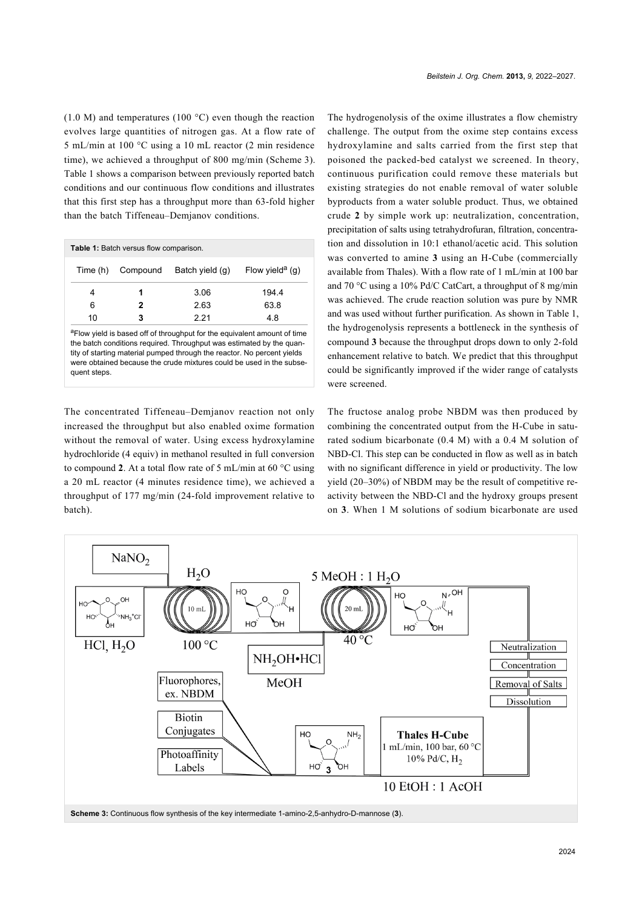(1.0 M) and temperatures (100 °C) even though the reaction evolves large quantities of nitrogen gas. At a flow rate of 5 mL/min at 100 °C using a 10 mL reactor (2 min residence time), we achieved a throughput of 800 mg/min (Scheme 3). Table 1 shows a comparison between previously reported batch conditions and our continuous flow conditions and illustrates that this first step has a throughput more than 63-fold higher than the batch Tiffeneau–Demjanov conditions.

**Table 1:** Batch versus flow comparison.

| Time (h) | Compound | Batch yield (g) | Flow yield[a] (g) |
|---|---|---|---|
| 4 | **1** | 3.06 | 194.4 |
| 6 | **2** | 2.63 | 63.8 |
| 10 | **3** | 2.21 | 4.8 |

[a]Flow yield is based off of throughput for the equivalent amount of time the batch conditions required. Throughput was estimated by the quantity of starting material pumped through the reactor. No percent yields were obtained because the crude mixtures could be used in the subsequent steps.

The concentrated Tiffeneau–Demjanov reaction not only increased the throughput but also enabled oxime formation without the removal of water. Using excess hydroxylamine hydrochloride (4 equiv) in methanol resulted in full conversion to compound **2**. At a total flow rate of 5 mL/min at 60 °C using a 20 mL reactor (4 minutes residence time), we achieved a throughput of 177 mg/min (24-fold improvement relative to batch).

The hydrogenolysis of the oxime illustrates a flow chemistry challenge. The output from the oxime step contains excess hydroxylamine and salts carried from the first step that poisoned the packed-bed catalyst we screened. In theory, continuous purification could remove these materials but existing strategies do not enable removal of water soluble byproducts from a water soluble product. Thus, we obtained crude **2** by simple work up: neutralization, concentration, precipitation of salts using tetrahydrofuran, filtration, concentration and dissolution in 10:1 ethanol/acetic acid. This solution was converted to amine **3** using an H-Cube (commercially available from Thales). With a flow rate of 1 mL/min at 100 bar and 70 °C using a 10% Pd/C CatCart, a throughput of 8 mg/min was achieved. The crude reaction solution was pure by NMR and was used without further purification. As shown in Table 1, the hydrogenolysis represents a bottleneck in the synthesis of compound **3** because the throughput drops down to only 2-fold enhancement relative to batch. We predict that this throughput could be significantly improved if the wider range of catalysts were screened.

The fructose analog probe NBDM was then produced by combining the concentrated output from the H-Cube in saturated sodium bicarbonate (0.4 M) with a 0.4 M solution of NBD-Cl. This step can be conducted in flow as well as in batch with no significant difference in yield or productivity. The low yield (20–30%) of NBDM may be the result of competitive reactivity between the NBD-Cl and the hydroxy groups present on **3**. When 1 M solutions of sodium bicarbonate are used

**Scheme 3:** Continuous flow synthesis of the key intermediate 1-amino-2,5-anhydro-D-mannose (**3**).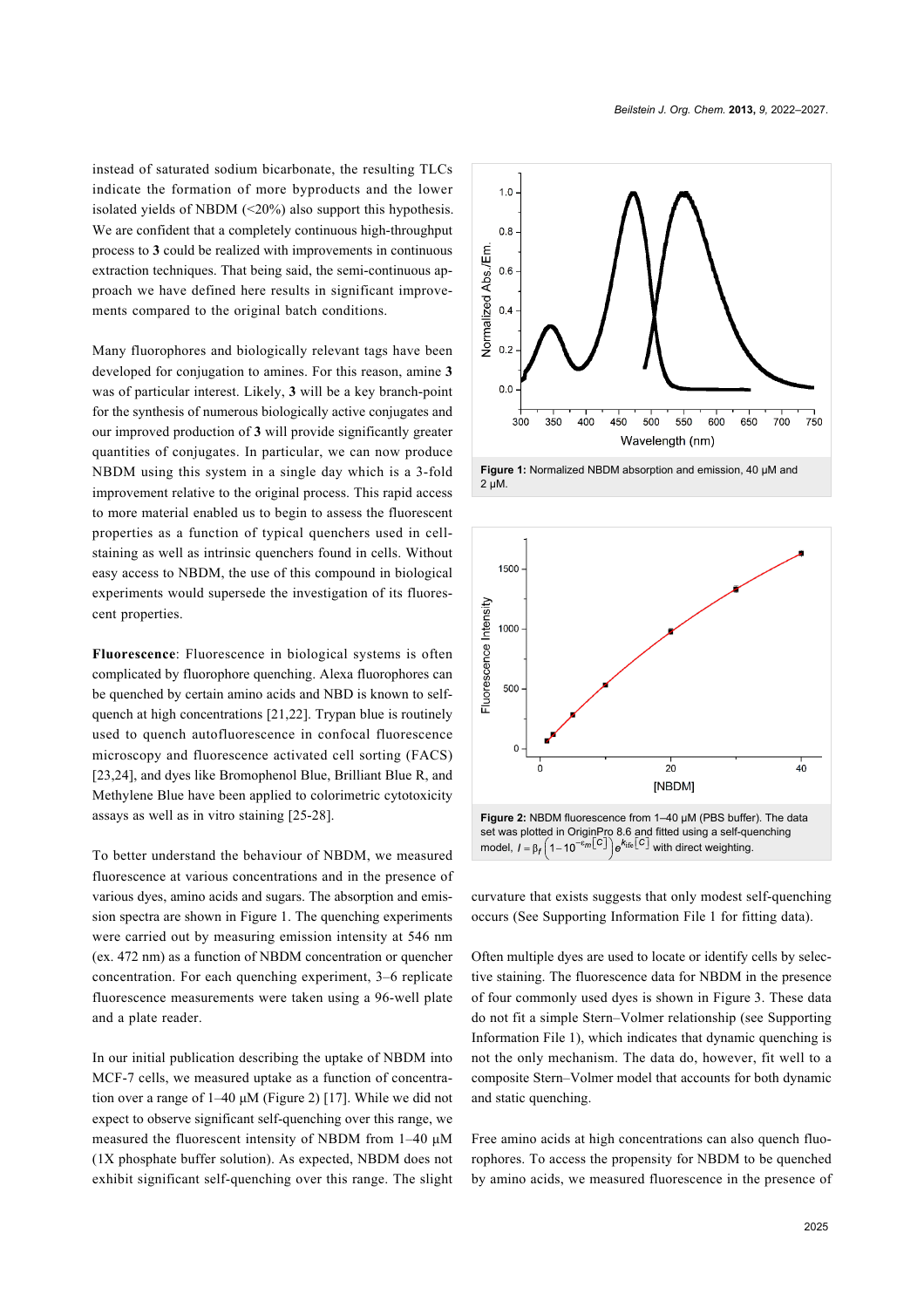instead of saturated sodium bicarbonate, the resulting TLCs indicate the formation of more byproducts and the lower isolated yields of NBDM (<20%) also support this hypothesis. We are confident that a completely continuous high-throughput process to **3** could be realized with improvements in continuous extraction techniques. That being said, the semi-continuous approach we have defined here results in significant improvements compared to the original batch conditions.

Many fluorophores and biologically relevant tags have been developed for conjugation to amines. For this reason, amine **3** was of particular interest. Likely, **3** will be a key branch-point for the synthesis of numerous biologically active conjugates and our improved production of **3** will provide significantly greater quantities of conjugates. In particular, we can now produce NBDM using this system in a single day which is a 3-fold improvement relative to the original process. This rapid access to more material enabled us to begin to assess the fluorescent properties as a function of typical quenchers used in cell-staining as well as intrinsic quenchers found in cells. Without easy access to NBDM, the use of this compound in biological experiments would supersede the investigation of its fluorescent properties.

**Fluorescence**: Fluorescence in biological systems is often complicated by fluorophore quenching. Alexa fluorophores can be quenched by certain amino acids and NBD is known to self-quench at high concentrations [21,22]. Trypan blue is routinely used to quench autofluorescence in confocal fluorescence microscopy and fluorescence activated cell sorting (FACS) [23,24], and dyes like Bromophenol Blue, Brilliant Blue R, and Methylene Blue have been applied to colorimetric cytotoxicity assays as well as in vitro staining [25-28].

To better understand the behaviour of NBDM, we measured fluorescence at various concentrations and in the presence of various dyes, amino acids and sugars. The absorption and emission spectra are shown in Figure 1. The quenching experiments were carried out by measuring emission intensity at 546 nm (ex. 472 nm) as a function of NBDM concentration or quencher concentration. For each quenching experiment, 3–6 replicate fluorescence measurements were taken using a 96-well plate and a plate reader.

In our initial publication describing the uptake of NBDM into MCF-7 cells, we measured uptake as a function of concentration over a range of 1–40 μM (Figure 2) [17]. While we did not expect to observe significant self-quenching over this range, we measured the fluorescent intensity of NBDM from 1–40 μM (1X phosphate buffer solution). As expected, NBDM does not exhibit significant self-quenching over this range. The slight curvature that exists suggests that only modest self-quenching occurs (See Supporting Information File 1 for fitting data).

**Figure 1:** Normalized NBDM absorption and emission, 40 μM and 2 μM.

**Figure 2:** NBDM fluorescence from 1–40 μM (PBS buffer). The data set was plotted in OriginPro 8.6 and fitted using a self-quenching model, $I = \beta_f\left(1-10^{-\varepsilon_m[C]}\right)e^{k_{\text{ife}}[C]}$ with direct weighting.

Often multiple dyes are used to locate or identify cells by selective staining. The fluorescence data for NBDM in the presence of four commonly used dyes is shown in Figure 3. These data do not fit a simple Stern–Volmer relationship (see Supporting Information File 1), which indicates that dynamic quenching is not the only mechanism. The data do, however, fit well to a composite Stern–Volmer model that accounts for both dynamic and static quenching.

Free amino acids at high concentrations can also quench fluorophores. To access the propensity for NBDM to be quenched by amino acids, we measured fluorescence in the presence of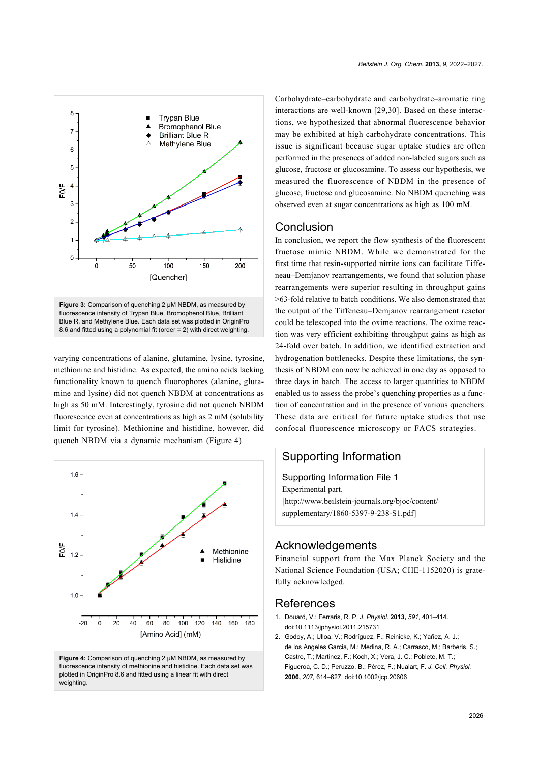Figure 3: Comparison of quenching 2 μM NBDM, as measured by fluorescence intensity of Trypan Blue, Bromophenol Blue, Brilliant Blue R, and Methylene Blue. Each data set was plotted in OriginPro 8.6 and fitted using a polynomial fit (order = 2) with direct weighting.

varying concentrations of alanine, glutamine, lysine, tyrosine, methionine and histidine. As expected, the amino acids lacking functionality known to quench fluorophores (alanine, glutamine and lysine) did not quench NBDM at concentrations as high as 50 mM. Interestingly, tyrosine did not quench NBDM fluorescence even at concentrations as high as 2 mM (solubility limit for tyrosine). Methionine and histidine, however, did quench NBDM via a dynamic mechanism (Figure 4).

Figure 4: Comparison of quenching 2 μM NBDM, as measured by fluorescence intensity of methionine and histidine. Each data set was plotted in OriginPro 8.6 and fitted using a linear fit with direct weighting.

Carbohydrate–carbohydrate and carbohydrate–aromatic ring interactions are well-known [29,30]. Based on these interactions, we hypothesized that abnormal fluorescence behavior may be exhibited at high carbohydrate concentrations. This issue is significant because sugar uptake studies are often performed in the presences of added non-labeled sugars such as glucose, fructose or glucosamine. To assess our hypothesis, we measured the fluorescence of NBDM in the presence of glucose, fructose and glucosamine. No NBDM quenching was observed even at sugar concentrations as high as 100 mM.

## Conclusion

In conclusion, we report the flow synthesis of the fluorescent fructose mimic NBDM. While we demonstrated for the first time that resin-supported nitrite ions can facilitate Tiffeneau–Demjanov rearrangements, we found that solution phase rearrangements were superior resulting in throughput gains >63-fold relative to batch conditions. We also demonstrated that the output of the Tiffeneau–Demjanov rearrangement reactor could be telescoped into the oxime reactions. The oxime reaction was very efficient exhibiting throughput gains as high as 24-fold over batch. In addition, we identified extraction and hydrogenation bottlenecks. Despite these limitations, the synthesis of NBDM can now be achieved in one day as opposed to three days in batch. The access to larger quantities to NBDM enabled us to assess the probe's quenching properties as a function of concentration and in the presence of various quenchers. These data are critical for future uptake studies that use confocal fluorescence microscopy or FACS strategies.

## Supporting Information

### Supporting Information File 1

Experimental part.
[http://www.beilstein-journals.org/bjoc/content/supplementary/1860-5397-9-238-S1.pdf]

## Acknowledgements

Financial support from the Max Planck Society and the National Science Foundation (USA; CHE-1152020) is gratefully acknowledged.

## References

1. Douard, V.; Ferraris, R. P. *J. Physiol.* **2013,** *591,* 401–414. doi:10.1113/jphysiol.2011.215731
2. Godoy, A.; Ulloa, V.; Rodríguez, F.; Reinicke, K.; Yañez, A. J.; de los Angeles Garcia, M.; Medina, R. A.; Carrasco, M.; Barberis, S.; Castro, T.; Martinez, F.; Koch, X.; Vera, J. C.; Poblete, M. T.; Figueroa, C. D.; Peruzzo, B.; Pérez, F.; Nualart, F. *J. Cell. Physiol.* **2006,** *207,* 614–627. doi:10.1002/jcp.20606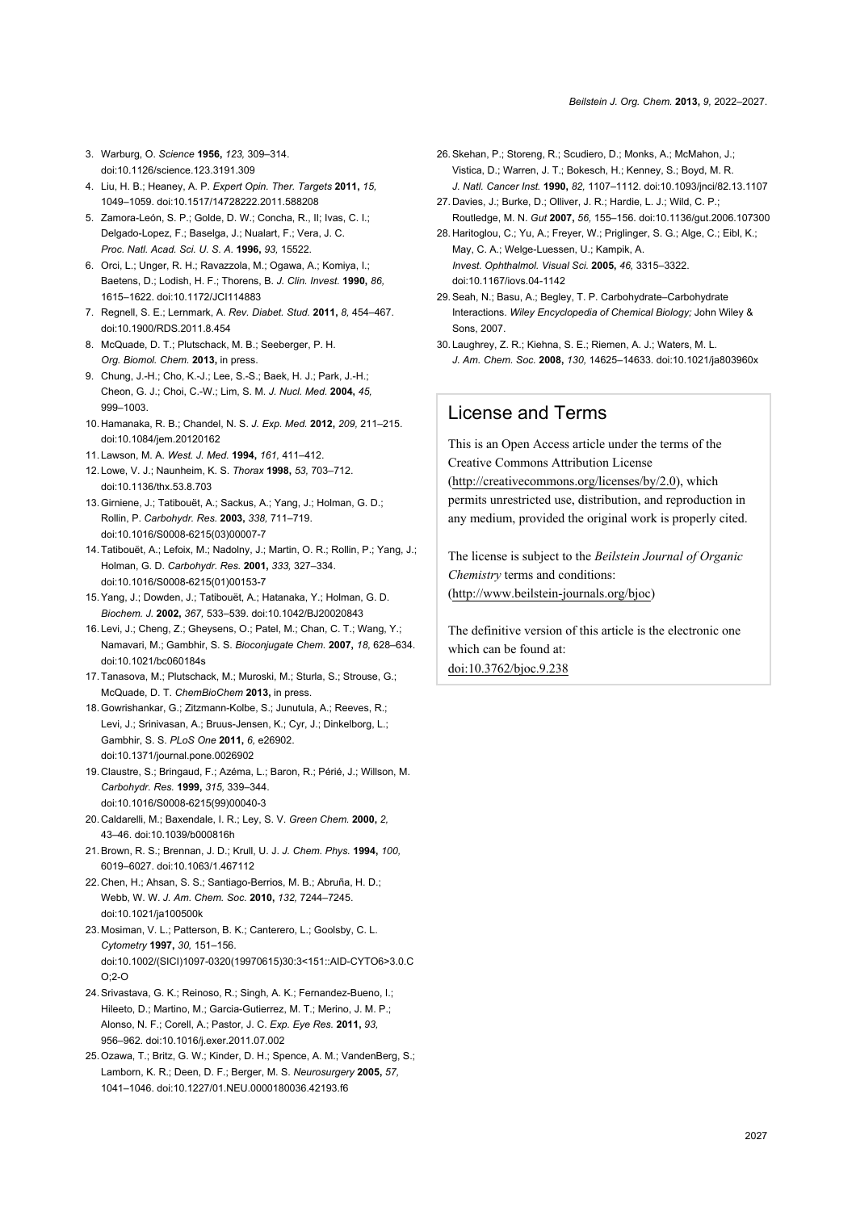3. Warburg, O. *Science* **1956,** *123,* 309–314. doi:10.1126/science.123.3191.309
4. Liu, H. B.; Heaney, A. P. *Expert Opin. Ther. Targets* **2011,** *15,* 1049–1059. doi:10.1517/14728222.2011.588208
5. Zamora-León, S. P.; Golde, D. W.; Concha, R., II; Ivas, C. I.; Delgado-Lopez, F.; Baselga, J.; Nualart, F.; Vera, J. C. *Proc. Natl. Acad. Sci. U. S. A.* **1996,** *93,* 15522.
6. Orci, L.; Unger, R. H.; Ravazzola, M.; Ogawa, A.; Komiya, I.; Baetens, D.; Lodish, H. F.; Thorens, B. *J. Clin. Invest.* **1990,** *86,* 1615–1622. doi:10.1172/JCI114883
7. Regnell, S. E.; Lernmark, A. *Rev. Diabet. Stud.* **2011,** *8,* 454–467. doi:10.1900/RDS.2011.8.454
8. McQuade, D. T.; Plutschack, M. B.; Seeberger, P. H. *Org. Biomol. Chem.* **2013,** in press.
9. Chung, J.-H.; Cho, K.-J.; Lee, S.-S.; Baek, H. J.; Park, J.-H.; Cheon, G. J.; Choi, C.-W.; Lim, S. M. *J. Nucl. Med.* **2004,** *45,* 999–1003.
10. Hamanaka, R. B.; Chandel, N. S. *J. Exp. Med.* **2012,** *209,* 211–215. doi:10.1084/jem.20120162
11. Lawson, M. A. *West. J. Med.* **1994,** *161,* 411–412.
12. Lowe, V. J.; Naunheim, K. S. *Thorax* **1998,** *53,* 703–712. doi:10.1136/thx.53.8.703
13. Girniene, J.; Tatibouët, A.; Sackus, A.; Yang, J.; Holman, G. D.; Rollin, P. *Carbohydr. Res.* **2003,** *338,* 711–719. doi:10.1016/S0008-6215(03)00007-7
14. Tatibouët, A.; Lefoix, M.; Nadolny, J.; Martin, O. R.; Rollin, P.; Yang, J.; Holman, G. D. *Carbohydr. Res.* **2001,** *333,* 327–334. doi:10.1016/S0008-6215(01)00153-7
15. Yang, J.; Dowden, J.; Tatibouët, A.; Hatanaka, Y.; Holman, G. D. *Biochem. J.* **2002,** *367,* 533–539. doi:10.1042/BJ20020843
16. Levi, J.; Cheng, Z.; Gheysens, O.; Patel, M.; Chan, C. T.; Wang, Y.; Namavari, M.; Gambhir, S. S. *Bioconjugate Chem.* **2007,** *18,* 628–634. doi:10.1021/bc060184s
17. Tanasova, M.; Plutschack, M.; Muroski, M.; Sturla, S.; Strouse, G.; McQuade, D. T. *ChemBioChem* **2013,** in press.
18. Gowrishankar, G.; Zitzmann-Kolbe, S.; Junutula, A.; Reeves, R.; Levi, J.; Srinivasan, A.; Bruus-Jensen, K.; Cyr, J.; Dinkelborg, L.; Gambhir, S. S. *PLoS One* **2011,** *6,* e26902. doi:10.1371/journal.pone.0026902
19. Claustre, S.; Bringaud, F.; Azéma, L.; Baron, R.; Périé, J.; Willson, M. *Carbohydr. Res.* **1999,** *315,* 339–344. doi:10.1016/S0008-6215(99)00040-3
20. Caldarelli, M.; Baxendale, I. R.; Ley, S. V. *Green Chem.* **2000,** *2,* 43–46. doi:10.1039/b000816h
21. Brown, R. S.; Brennan, J. D.; Krull, U. J. *J. Chem. Phys.* **1994,** *100,* 6019–6027. doi:10.1063/1.467112
22. Chen, H.; Ahsan, S. S.; Santiago-Berrios, M. B.; Abruña, H. D.; Webb, W. W. *J. Am. Chem. Soc.* **2010,** *132,* 7244–7245. doi:10.1021/ja100500k
23. Mosiman, V. L.; Patterson, B. K.; Canterero, L.; Goolsby, C. L. *Cytometry* **1997,** *30,* 151–156. doi:10.1002/(SICI)1097-0320(19970615)30:3<151::AID-CYTO6>3.0.CO;2-O
24. Srivastava, G. K.; Reinoso, R.; Singh, A. K.; Fernandez-Bueno, I.; Hileeto, D.; Martino, M.; Garcia-Gutierrez, M. T.; Merino, J. M. P.; Alonso, N. F.; Corell, A.; Pastor, J. C. *Exp. Eye Res.* **2011,** *93,* 956–962. doi:10.1016/j.exer.2011.07.002
25. Ozawa, T.; Britz, G. W.; Kinder, D. H.; Spence, A. M.; VandenBerg, S.; Lamborn, K. R.; Deen, D. F.; Berger, M. S. *Neurosurgery* **2005,** *57,* 1041–1046. doi:10.1227/01.NEU.0000180036.42193.f6
26. Skehan, P.; Storeng, R.; Scudiero, D.; Monks, A.; McMahon, J.; Vistica, D.; Warren, J. T.; Bokesch, H.; Kenney, S.; Boyd, M. R. *J. Natl. Cancer Inst.* **1990,** *82,* 1107–1112. doi:10.1093/jnci/82.13.1107
27. Davies, J.; Burke, D.; Olliver, J. R.; Hardie, L. J.; Wild, C. P.; Routledge, M. N. *Gut* **2007,** *56,* 155–156. doi:10.1136/gut.2006.107300
28. Haritoglou, C.; Yu, A.; Freyer, W.; Priglinger, S. G.; Alge, C.; Eibl, K.; May, C. A.; Welge-Luessen, U.; Kampik, A. *Invest. Ophthalmol. Visual Sci.* **2005,** *46,* 3315–3322. doi:10.1167/iovs.04-1142
29. Seah, N.; Basu, A.; Begley, T. P. Carbohydrate–Carbohydrate Interactions. *Wiley Encyclopedia of Chemical Biology;* John Wiley & Sons, 2007.
30. Laughrey, Z. R.; Kiehna, S. E.; Riemen, A. J.; Waters, M. L. *J. Am. Chem. Soc.* **2008,** *130,* 14625–14633. doi:10.1021/ja803960x

## License and Terms

This is an Open Access article under the terms of the Creative Commons Attribution License (http://creativecommons.org/licenses/by/2.0), which permits unrestricted use, distribution, and reproduction in any medium, provided the original work is properly cited.

The license is subject to the *Beilstein Journal of Organic Chemistry* terms and conditions: (http://www.beilstein-journals.org/bjoc)

The definitive version of this article is the electronic one which can be found at: doi:10.3762/bjoc.9.238